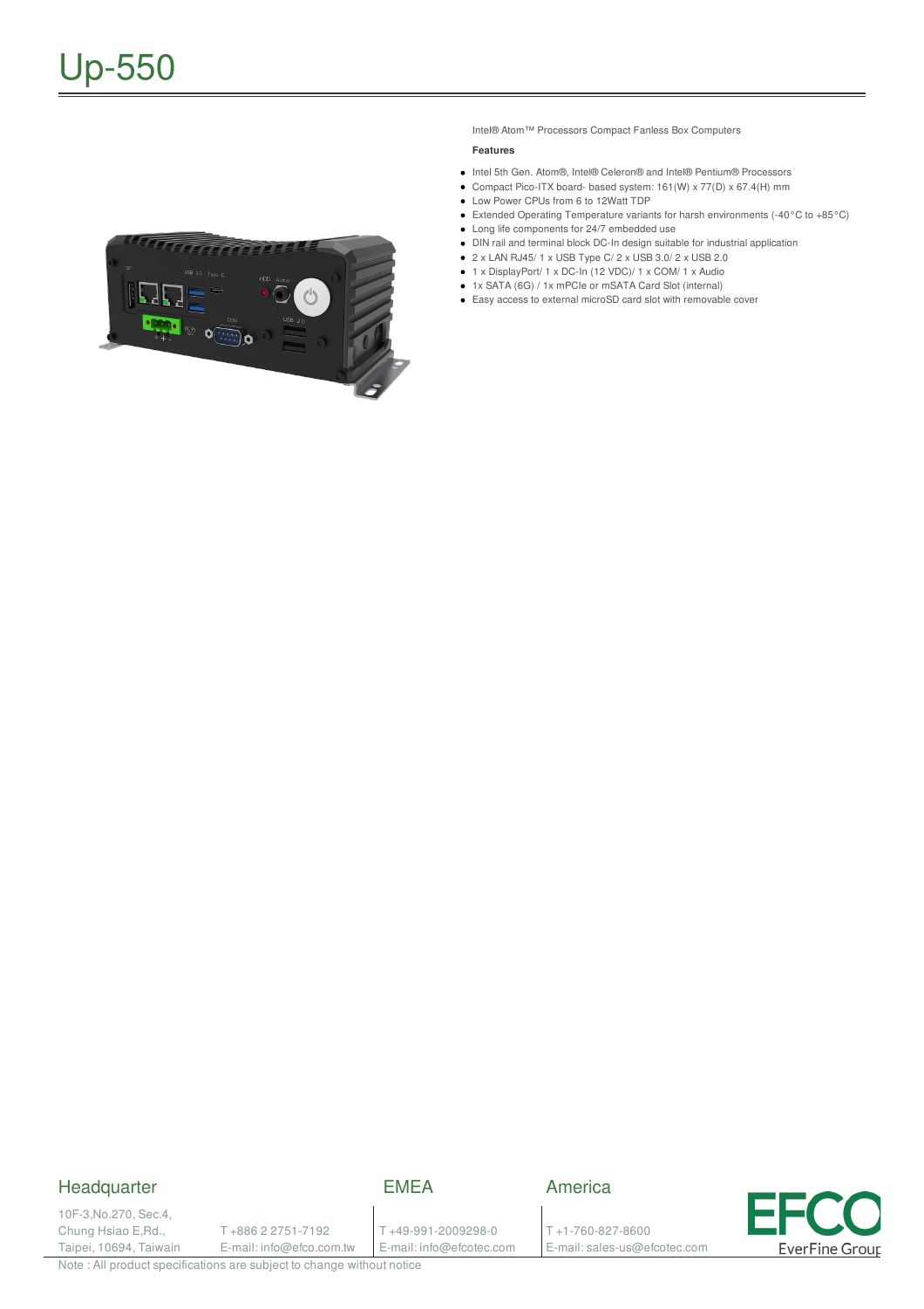# Up-550

Intel® Atom™ Processors Compact Fanless Box Computers

**Features**

- Intel 5th Gen. Atom®, Intel® Celeron® and Intel® Pentium® Processors
- Compact Pico-ITX board- based system: 161(W) x 77(D) x 67.4(H) mm
- Low Power CPUs from 6 to 12Watt TDP
- Long life components for 24/7 embedded use
- Extended Operating Temperature variants for harsh environments (-40°C to +85°C)
- DIN rail and terminal block DC-In design suitable for industrial application
- 2 x LAN RJ45/ 1 x USB Type C/ 2 x USB 3.0/ 2 x USB 2.0
- 1 x DisplayPort/ 1 x DC-In (12 VDC)/ 1 x COM/ 1 x Audio
- 1x SATA (6G) / 1x mPCIe or mSATA Card Slot (internal)
- Easy access to external microSD card slot with removable cover

## Headquarter

10F-3,No.270, Sec.4,
Chung Hsiao E,Rd.,
Taipei, 10694, Taiwain

T +886 2 2751-7192
E-mail: info@efco.com.tw

## EMEA

T +49-991-2009298-0
E-mail: info@efcotec.com

## America

T +1-760-827-8600
E-mail: sales-us@efcotec.com

EFCO EverFine Group

Note : All product specifications are subject to change without notice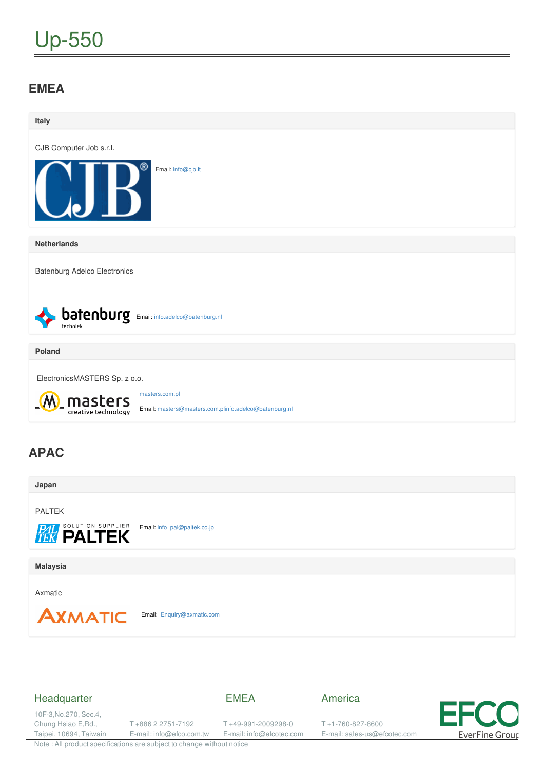# Up-550

## EMEA

### Italy

CJB Computer Job s.r.l.

Email: info@cjb.it

### Netherlands

Batenburg Adelco Electronics

Email: info.adelco@batenburg.nl

### Poland

ElectronicsMASTERS Sp. z o.o.

masters.com.pl

Email: masters@masters.com.plinfo.adelco@batenburg.nl

## APAC

### Japan

PALTEK

Email: info_pal@paltek.co.jp

### Malaysia

Axmatic

Email: Enquiry@axmatic.com

| Headquarter | | EMEA | America |
|---|---|---|---|
| 10F-3,No.270, Sec.4, Chung Hsiao E,Rd., Taipei, 10694, Taiwan | T +886 2 2751-7192 E-mail: info@efco.com.tw | T +49-991-2009298-0 E-mail: info@efcotec.com | T +1-760-827-8600 E-mail: sales-us@efcotec.com |

Note : All product specifications are subject to change without notice